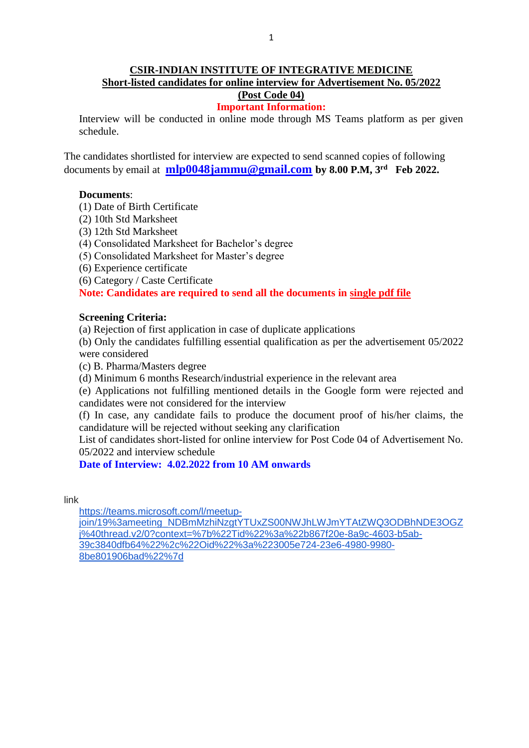# CSIR-INDIAN INSTITUTE OF INTEGRATIVE MEDICINE

## Short-listed candidates for online interview for Advertisement No. 05/2022

## (Post Code 04)

**Important Information:**

Interview will be conducted in online mode through MS Teams platform as per given schedule.

The candidates shortlisted for interview are expected to send scanned copies of following documents by email at **mlp0048jammu@gmail.com** **by 8.00 P.M, 3rd Feb 2022.**

**Documents**:

(1) Date of Birth Certificate
(2) 10th Std Marksheet
(3) 12th Std Marksheet
(4) Consolidated Marksheet for Bachelor's degree
(5) Consolidated Marksheet for Master's degree
(6) Experience certificate
(6) Category / Caste Certificate

**Note: Candidates are required to send all the documents in single pdf file**

**Screening Criteria:**

(a) Rejection of first application in case of duplicate applications
(b) Only the candidates fulfilling essential qualification as per the advertisement 05/2022 were considered
(c) B. Pharma/Masters degree
(d) Minimum 6 months Research/industrial experience in the relevant area
(e) Applications not fulfilling mentioned details in the Google form were rejected and candidates were not considered for the interview
(f) In case, any candidate fails to produce the document proof of his/her claims, the candidature will be rejected without seeking any clarification

List of candidates short-listed for online interview for Post Code 04 of Advertisement No. 05/2022 and interview schedule

**Date of Interview: 4.02.2022 from 10 AM onwards**

link

https://teams.microsoft.com/l/meetup-join/19%3ameeting_NDBmMzhiNzgtYTUxZS00NWJhLWJmYTAtZWQ3ODBhNDE3OGZj%40thread.v2/0?context=%7b%22Tid%22%3a%22b867f20e-8a9c-4603-b5ab-39c3840dfb64%22%2c%22Oid%22%3a%223005e724-23e6-4980-9980-8be801906bad%22%7d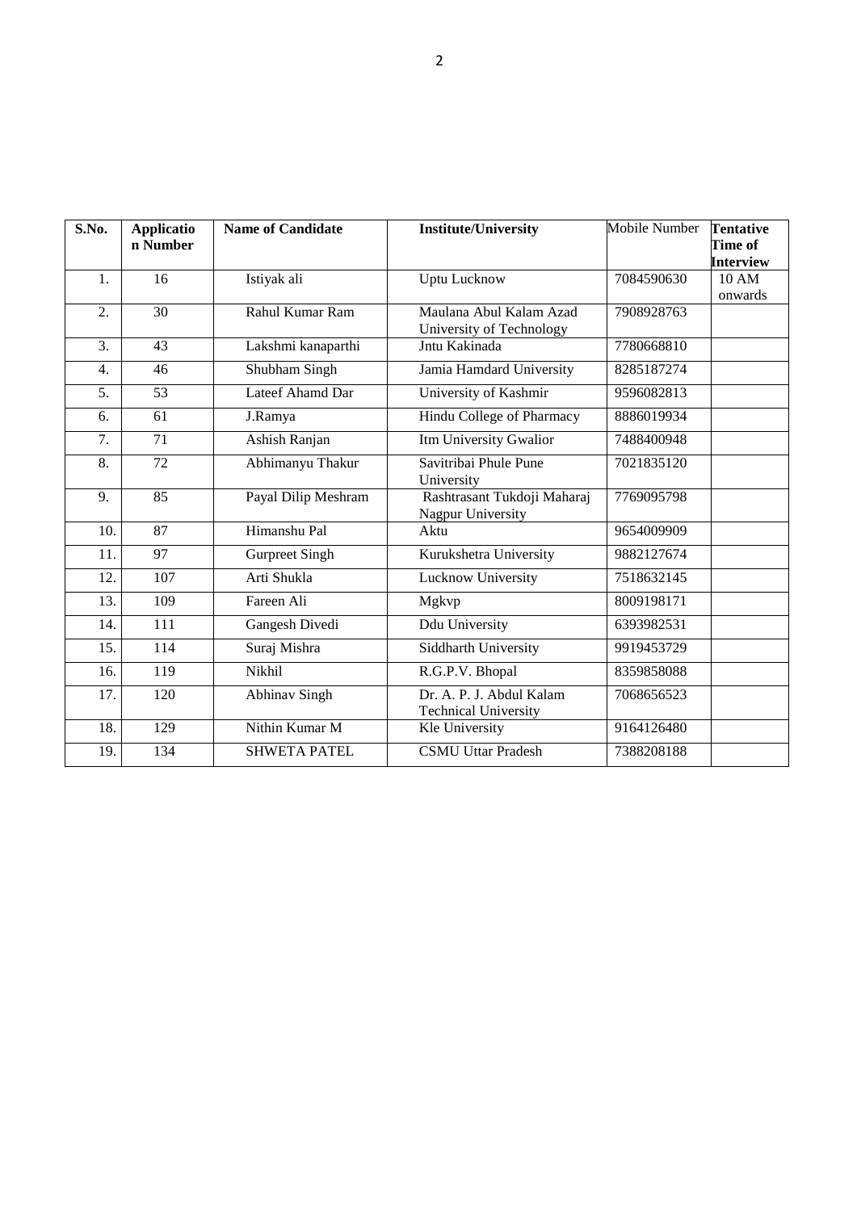| S.No. | Application Number | Name of Candidate | Institute/University | Mobile Number | Tentative Time of Interview |
| --- | --- | --- | --- | --- | --- |
| 1. | 16 | Istiyak ali | Uptu Lucknow | 7084590630 | 10 AM onwards |
| 2. | 30 | Rahul Kumar Ram | Maulana Abul Kalam Azad University of Technology | 7908928763 | |
| 3. | 43 | Lakshmi kanaparthi | Jntu Kakinada | 7780668810 | |
| 4. | 46 | Shubham Singh | Jamia Hamdard University | 8285187274 | |
| 5. | 53 | Lateef Ahamd Dar | University of Kashmir | 9596082813 | |
| 6. | 61 | J.Ramya | Hindu College of Pharmacy | 8886019934 | |
| 7. | 71 | Ashish Ranjan | Itm University Gwalior | 7488400948 | |
| 8. | 72 | Abhimanyu Thakur | Savitribai Phule Pune University | 7021835120 | |
| 9. | 85 | Payal Dilip Meshram | Rashtrasant Tukdoji Maharaj Nagpur University | 7769095798 | |
| 10. | 87 | Himanshu Pal | Aktu | 9654009909 | |
| 11. | 97 | Gurpreet Singh | Kurukshetra University | 9882127674 | |
| 12. | 107 | Arti Shukla | Lucknow University | 7518632145 | |
| 13. | 109 | Fareen Ali | Mgkvp | 8009198171 | |
| 14. | 111 | Gangesh Divedi | Ddu University | 6393982531 | |
| 15. | 114 | Suraj Mishra | Siddharth University | 9919453729 | |
| 16. | 119 | Nikhil | R.G.P.V. Bhopal | 8359858088 | |
| 17. | 120 | Abhinav Singh | Dr. A. P. J. Abdul Kalam Technical University | 7068656523 | |
| 18. | 129 | Nithin Kumar M | Kle University | 9164126480 | |
| 19. | 134 | SHWETA PATEL | CSMU Uttar Pradesh | 7388208188 | |